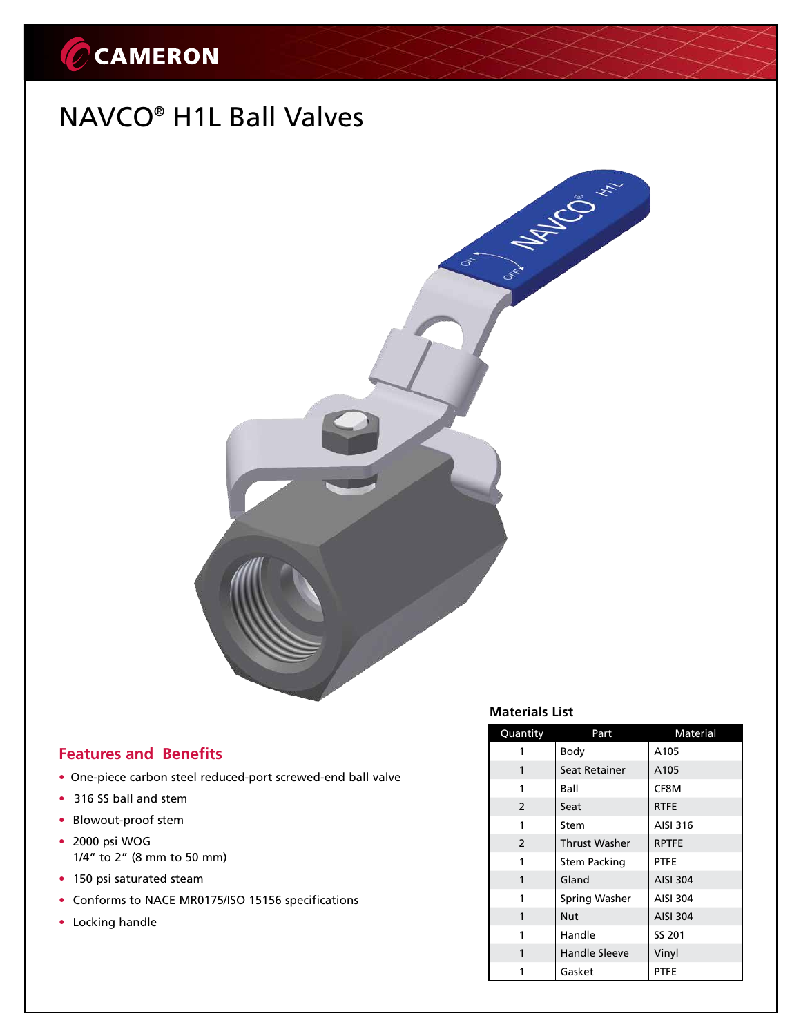# NAVCO® H1L Ball Valves

## Features and Benefits

- One-piece carbon steel reduced-port screwed-end ball valve
- 316 SS ball and stem
- Blowout-proof stem
- 2000 psi WOG
  1/4" to 2" (8 mm to 50 mm)
- 150 psi saturated steam
- Conforms to NACE MR0175/ISO 15156 specifications
- Locking handle

## Materials List

| Quantity | Part | Material |
|---|---|---|
| 1 | Body | A105 |
| 1 | Seat Retainer | A105 |
| 1 | Ball | CF8M |
| 2 | Seat | RTFE |
| 1 | Stem | AISI 316 |
| 2 | Thrust Washer | RPTFE |
| 1 | Stem Packing | PTFE |
| 1 | Gland | AISI 304 |
| 1 | Spring Washer | AISI 304 |
| 1 | Nut | AISI 304 |
| 1 | Handle | SS 201 |
| 1 | Handle Sleeve | Vinyl |
| 1 | Gasket | PTFE |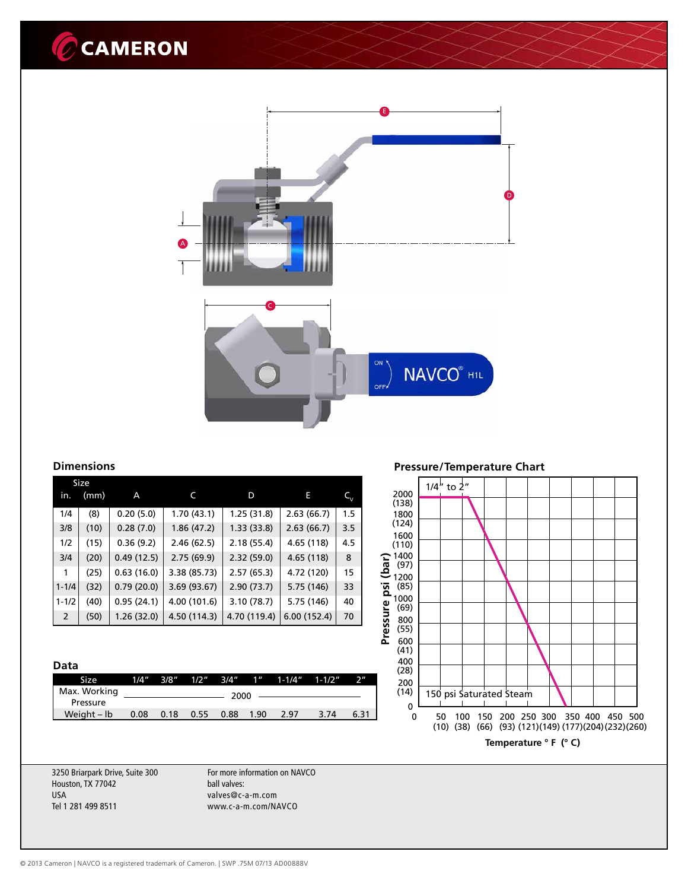## Dimensions

| Size in. | Size (mm) | A | C | D | E | $C_v$ |
|---|---|---|---|---|---|---|
| 1/4 | (8) | 0.20 (5.0) | 1.70 (43.1) | 1.25 (31.8) | 2.63 (66.7) | 1.5 |
| 3/8 | (10) | 0.28 (7.0) | 1.86 (47.2) | 1.33 (33.8) | 2.63 (66.7) | 3.5 |
| 1/2 | (15) | 0.36 (9.2) | 2.46 (62.5) | 2.18 (55.4) | 4.65 (118) | 4.5 |
| 3/4 | (20) | 0.49 (12.5) | 2.75 (69.9) | 2.32 (59.0) | 4.65 (118) | 8 |
| 1 | (25) | 0.63 (16.0) | 3.38 (85.73) | 2.57 (65.3) | 4.72 (120) | 15 |
| 1-1/4 | (32) | 0.79 (20.0) | 3.69 (93.67) | 2.90 (73.7) | 5.75 (146) | 33 |
| 1-1/2 | (40) | 0.95 (24.1) | 4.00 (101.6) | 3.10 (78.7) | 5.75 (146) | 40 |
| 2 | (50) | 1.26 (32.0) | 4.50 (114.3) | 4.70 (119.4) | 6.00 (152.4) | 70 |

## Data

| Size | 1/4″ | 3/8″ | 1/2″ | 3/4″ | 1″ | 1-1/4″ | 1-1/2″ | 2″ |
|---|---|---|---|---|---|---|---|---|
| Max. Working Pressure | 2000 | | | | | | | |
| Weight – lb | 0.08 | 0.18 | 0.55 | 0.88 | 1.90 | 2.97 | 3.74 | 6.31 |

## Pressure/Temperature Chart

1/4″ to 2″

150 psi Saturated Steam

Pressure psi (bar)

2000 (138), 1800 (124), 1600 (110), 1400 (97), 1200 (85), 1000 (69), 800 (55), 600 (41), 400 (28), 200 (14), 0

Temperature ° F (° C)

0, 50 (10), 100 (38), 150 (66), 200 (93), 250 (121), 300 (149), 350 (177), 400 (204), 450 (232), 500 (260)

3250 Briarpark Drive, Suite 300
Houston, TX 77042
USA
Tel 1 281 499 8511

For more information on NAVCO ball valves:
valves@c-a-m.com
www.c-a-m.com/NAVCO

© 2013 Cameron | NAVCO is a registered trademark of Cameron. | SWP .75M 07/13 AD00888V